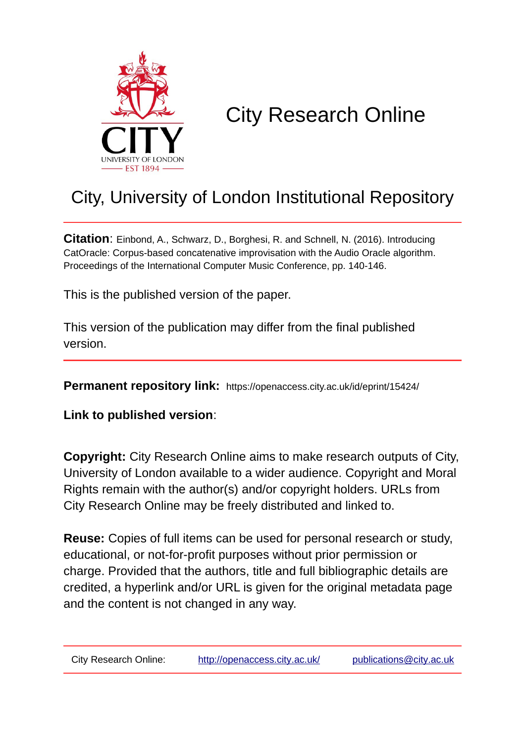# City Research Online

## City, University of London Institutional Repository

**Citation**: Einbond, A., Schwarz, D., Borghesi, R. and Schnell, N. (2016). Introducing CatOracle: Corpus-based concatenative improvisation with the Audio Oracle algorithm. Proceedings of the International Computer Music Conference, pp. 140-146.

This is the published version of the paper.

This version of the publication may differ from the final published version.

---

**Permanent repository link:** https://openaccess.city.ac.uk/id/eprint/15424/

**Link to published version**:

**Copyright:** City Research Online aims to make research outputs of City, University of London available to a wider audience. Copyright and Moral Rights remain with the author(s) and/or copyright holders. URLs from City Research Online may be freely distributed and linked to.

**Reuse:** Copies of full items can be used for personal research or study, educational, or not-for-profit purposes without prior permission or charge. Provided that the authors, title and full bibliographic details are credited, a hyperlink and/or URL is given for the original metadata page and the content is not changed in any way.

---

City Research Online: http://openaccess.city.ac.uk/ publications@city.ac.uk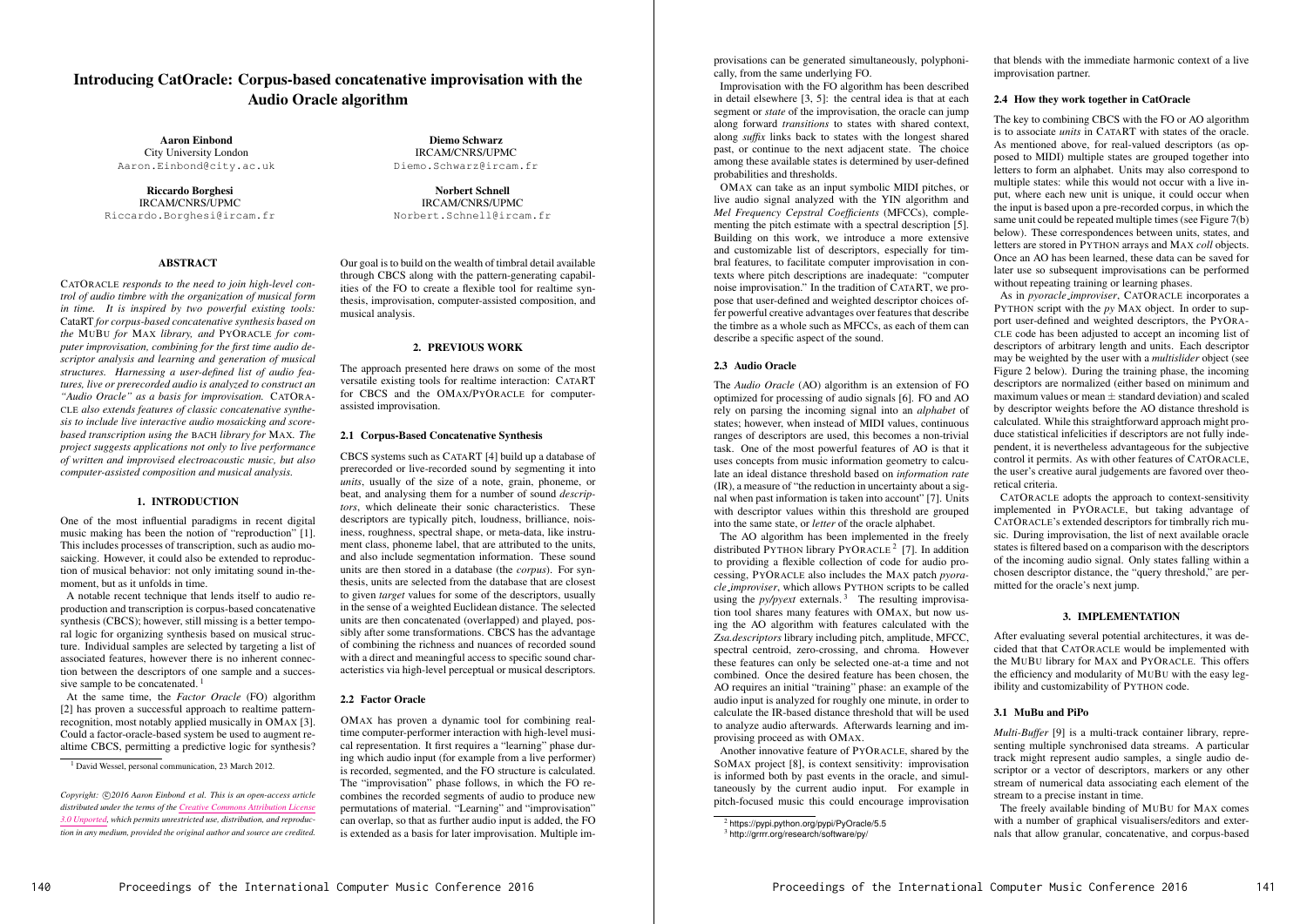# Introducing CatOracle: Corpus-based concatenative improvisation with the Audio Oracle algorithm

**Aaron Einbond**
City University London
Aaron.Einbond@city.ac.uk

**Diemo Schwarz**
IRCAM/CNRS/UPMC
Diemo.Schwarz@ircam.fr

**Riccardo Borghesi**
IRCAM/CNRS/UPMC
Riccardo.Borghesi@ircam.fr

**Norbert Schnell**
IRCAM/CNRS/UPMC
Norbert.Schnell@ircam.fr

## ABSTRACT

*CatOracle responds to the need to join high-level control of audio timbre with the organization of musical form in time. It is inspired by two powerful existing tools:* CataRT *for corpus-based concatenative synthesis based on the* MuBu *for* Max *library, and* PyOracle *for computer improvisation, combining for the first time audio descriptor analysis and learning and generation of musical structures. Harnessing a user-defined list of audio features, live or prerecorded audio is analyzed to construct an "Audio Oracle" as a basis for improvisation.* CatOracle *also extends features of classic concatenative synthesis to include live interactive audio mosaicking and score-based transcription using the* bach *library for* Max*. The project suggests applications not only to live performance of written and improvised electroacoustic music, but also computer-assisted composition and musical analysis.*

## 1. INTRODUCTION

One of the most influential paradigms in recent digital music making has been the notion of "reproduction" [1]. This includes processes of transcription, such as audio mosaicking. However, it could also be extended to reproduction of musical behavior: not only imitating sound in-the-moment, but as it unfolds in time.

A notable recent technique that lends itself to audio reproduction and transcription is corpus-based concatenative synthesis (CBCS); however, still missing is a better temporal logic for organizing synthesis based on musical structure. Individual samples are selected by targeting a list of associated features, however there is no inherent connection between the descriptors of one sample and a successive sample to be concatenated. [1]

At the same time, the *Factor Oracle* (FO) algorithm [2] has proven a successful approach to realtime pattern-recognition, most notably applied musically in OMax [3]. Could a factor-oracle-based system be used to augment realtime CBCS, permitting a predictive logic for synthesis? Our goal is to build on the wealth of timbral detail available through CBCS along with the pattern-generating capabilities of the FO to create a flexible tool for realtime synthesis, improvisation, computer-assisted composition, and musical analysis.

[1] David Wessel, personal communication, 23 March 2012.

*Copyright: ©2016 Aaron Einbond et al. This is an open-access article distributed under the terms of the Creative Commons Attribution License 3.0 Unported, which permits unrestricted use, distribution, and reproduction in any medium, provided the original author and source are credited.*

## 2. PREVIOUS WORK

The approach presented here draws on some of the most versatile existing tools for realtime interaction: CataRT for CBCS and the OMax/PyOracle for computer-assisted improvisation.

### 2.1 Corpus-Based Concatenative Synthesis

CBCS systems such as CataRT [4] build up a database of prerecorded or live-recorded sound by segmenting it into *units*, usually of the size of a note, grain, phoneme, or beat, and analysing them for a number of sound *descriptors*, which delineate their sonic characteristics. These descriptors are typically pitch, loudness, brilliance, noisiness, roughness, spectral shape, or meta-data, like instrument class, phoneme label, that are attributed to the units, and also include segmentation information. These sound units are then stored in a database (the *corpus*). For synthesis, units are selected from the database that are closest to given *target* values for some of the descriptors, usually in the sense of a weighted Euclidean distance. The selected units are then concatenated (overlapped) and played, possibly after some transformations. CBCS has the advantage of combining the richness and nuances of recorded sound with a direct and meaningful access to specific sound characteristics via high-level perceptual or musical descriptors.

### 2.2 Factor Oracle

OMax has proven a dynamic tool for combining realtime computer-performer interaction with high-level musical representation. It first requires a "learning" phase during which audio input (for example from a live performer) is recorded, segmented, and the FO structure is calculated. The "improvisation" phase follows, in which the FO recombines the recorded segments of audio to produce new permutations of material. "Learning" and "improvisation" can overlap, so that as further audio input is added, the FO is extended as a basis for later improvisation. Multiple improvisations can be generated simultaneously, polyphonically, from the same underlying FO.

Improvisation with the FO algorithm has been described in detail elsewhere [3, 5]: the central idea is that at each segment or *state* of the improvisation, the oracle can jump along forward *transitions* to states with shared context, along *suffix* links back to states with the longest shared past, or continue to the next adjacent state. The choice among these available states is determined by user-defined probabilities and thresholds.

OMax can take as an input symbolic MIDI pitches, or live audio signal analyzed with the YIN algorithm and *Mel Frequency Cepstral Coefficients* (MFCCs), complementing the pitch estimate with a spectral description [5]. Building on this work, we introduce a more extensive and customizable list of descriptors, especially for timbral features, to facilitate computer improvisation in contexts where pitch descriptions are inadequate: "computer noise improvisation." In the tradition of CataRT, we propose that user-defined and weighted descriptor choices offer powerful creative advantages over features that describe the timbre as a whole such as MFCCs, as each of them can describe a specific aspect of the sound.

### 2.3 Audio Oracle

The *Audio Oracle* (AO) algorithm is an extension of FO optimized for processing of audio signals [6]. FO and AO rely on parsing the incoming signal into an *alphabet* of states; however, when instead of MIDI values, continuous ranges of descriptors are used, this becomes a non-trivial task. One of the most powerful features of AO is that it uses concepts from music information geometry to calculate an ideal distance threshold based on *information rate* (IR), a measure of "the reduction in uncertainty about a signal when past information is taken into account" [7]. Units with descriptor values within this threshold are grouped into the same state, or *letter* of the oracle alphabet.

The AO algorithm has been implemented in the freely distributed Python library PyOracle [2] [7]. In addition to providing a flexible collection of code for audio processing, PyOracle also includes the Max patch *pyoracle_improviser*, which allows Python scripts to be called using the *py/pyext* externals. [3] The resulting improvisation tool shares many features with OMax, but now using the AO algorithm with features calculated with the *Zsa.descriptors* library including pitch, amplitude, MFCC, spectral centroid, zero-crossing, and chroma. However these features can only be selected one-at-a time and not combined. Once the desired feature has been chosen, the AO requires an initial "training" phase: an example of the audio input is analyzed for roughly one minute, in order to calculate the IR-based distance threshold that will be used to analyze audio afterwards. Afterwards learning and improvising proceed as with OMax.

Another innovative feature of PyOracle, shared by the SoMax project [8], is context sensitivity: improvisation is informed both by past events in the oracle, and simultaneously by the current audio input. For example in pitch-focused music this could encourage improvisation that blends with the immediate harmonic context of a live improvisation partner.

[2] https://pypi.python.org/pypi/PyOracle/5.5
[3] http://grrrr.org/research/software/py/

### 2.4 How they work together in CatOracle

The key to combining CBCS with the FO or AO algorithm is to associate *units* in CataRT with states of the oracle. As mentioned above, for real-valued descriptors (as opposed to MIDI) multiple states are grouped together into letters to form an alphabet. Units may also correspond to multiple states: while this would not occur with a live input, where each new unit is unique, it could occur when the input is based upon a pre-recorded corpus, in which the same unit could be repeated multiple times (see Figure 7(b) below). These correspondences between units, states, and letters are stored in Python arrays and Max *coll* objects. Once an AO has been learned, these data can be saved for later use so subsequent improvisations can be performed without repeating training or learning phases.

As in *pyoracle_improviser*, CatOracle incorporates a Python script with the *py* Max object. In order to support user-defined and weighted descriptors, the PyOracle code has been adjusted to accept an incoming list of descriptors of arbitrary length and units. Each descriptor may be weighted by the user with a *multislider* object (see Figure 2 below). During the training phase, the incoming descriptors are normalized (either based on minimum and maximum values or mean ± standard deviation) and scaled by descriptor weights before the AO distance threshold is calculated. While this straightforward approach might produce statistical infelicities if descriptors are not fully independent, it is nevertheless advantageous for the subjective control it permits. As with other features of CatOracle, the user's creative aural judgements are favored over theoretical criteria.

CatOracle adopts the approach to context-sensitivity implemented in PyOracle, but taking advantage of CatOracle's extended descriptors for timbrally rich music. During improvisation, the list of next available oracle states is filtered based on a comparison with the descriptors of the incoming audio signal. Only states falling within a chosen descriptor distance, the "query threshold," are permitted for the oracle's next jump.

## 3. IMPLEMENTATION

After evaluating several potential architectures, it was decided that that CatOracle would be implemented with the MuBu library for Max and PyOracle. This offers the efficiency and modularity of MuBu with the easy legibility and customizability of Python code.

### 3.1 MuBu and PiPo

*Multi-Buffer* [9] is a multi-track container library, representing multiple synchronised data streams. A particular track might represent audio samples, a single audio descriptor or a vector of descriptors, markers or any other stream of numerical data associating each element of the stream to a precise instant in time.

The freely available binding of MuBu for Max comes with a number of graphical visualisers/editors and externals that allow granular, concatenative, and corpus-based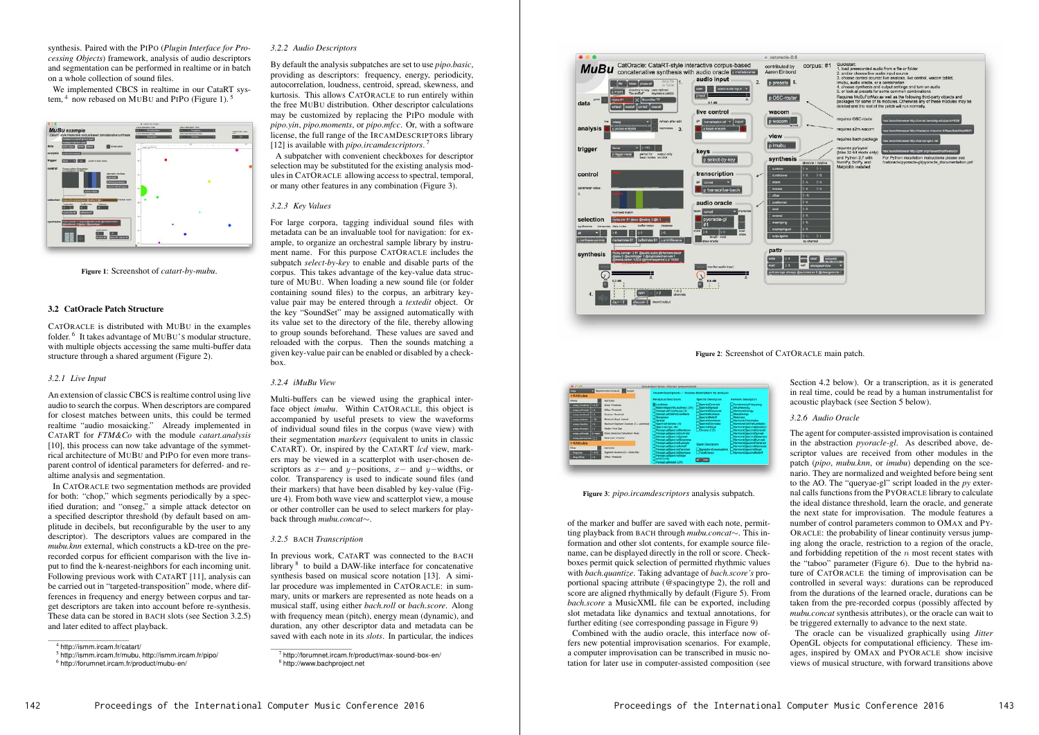synthesis. Paired with the PiPo (*Plugin Interface for Processing Objects*) framework, analysis of audio descriptors and segmentation can be performed in realtime or in batch on a whole collection of sound files.

We implemented CBCS in realtime in our CataRT system,[4] now rebased on MuBu and PiPo (Figure 1).[5]

Figure 1: Screenshot of *catart-by-mubu*.

### 3.2 CatOracle Patch Structure

CatOracle is distributed with MuBu in the examples folder.[6] It takes advantage of MuBu's modular structure, with multiple objects accessing the same multi-buffer data structure through a shared argument (Figure 2).

#### 3.2.1 Live Input

An extension of classic CBCS is realtime control using live audio to search the corpus. When descriptors are compared for closest matches between units, this could be termed realtime "audio mosaicking." Already implemented in CataRT for *FTM&Co* with the module *catart.analysis* [10], this process can now take advantage of the symmetrical architecture of MuBu and PiPo for even more transparent control of identical parameters for deferred- and realtime analysis and segmentation.

In CatOracle two segmentation methods are provided for both: "chop," which segments periodically by a specified duration; and "onseg," a simple attack detector on a specified descriptor threshold (by default based on amplitude in decibels, but reconfigurable by the user to any descriptor). The descriptors values are compared in the *mubu.knn* external, which constructs a kD-tree on the prerecorded corpus for efficient comparison with the live input to find the k-nearest-neighbors for each incoming unit. Following previous work with CataRT [11], analysis can be carried out in "targeted-transposition" mode, where differences in frequency and energy between corpus and target descriptors are taken into account before re-synthesis. These data can be stored in bach slots (see Section 3.2.5) and later edited to affect playback.

#### 3.2.2 Audio Descriptors

By default the analysis subpatches are set to use *pipo.basic*, providing as descriptors: frequency, energy, periodicity, autocorrelation, loudness, centroid, spread, skewness, and kurtosis. This allows CatOracle to run entirely within the free MuBu distribution. Other descriptor calculations may be customized by replacing the PiPo module with *pipo.yin*, *pipo.moments*, or *pipo.mfcc*. Or, with a software license, the full range of the IrcamDescriptors library [12] is available with *pipo.ircamdescriptors*.[7]

A subpatcher with convenient checkboxes for descriptor selection may be substituted for the existing analysis modules in CatOracle allowing access to spectral, temporal, or many other features in any combination (Figure 3).

#### 3.2.3 Key Values

For large corpora, tagging individual sound files with metadata can be an invaluable tool for navigation: for example, to organize an orchestral sample library by instrument name. For this purpose CatOracle includes the subpatch *select-by-key* to enable and disable parts of the corpus. This takes advantage of the key-value data structure of MuBu. When loading a new sound file (or folder containing sound files) to the corpus, an arbitrary key-value pair may be entered through a *textedit* object. Or the key "SoundSet" may be assigned automatically with its value set to the directory of the file, thereby allowing to group sounds beforehand. These values are saved and reloaded with the corpus. Then the sounds matching a given key-value pair can be enabled or disabled by a checkbox.

#### 3.2.4 iMuBu View

Multi-buffers can be viewed using the graphical interface object *imubu*. Within CatOracle, this object is accompanied by useful presets to view the waveforms of individual sound files in the corpus (wave view) with their segmentation *markers* (equivalent to units in classic CataRT). Or, inspired by the CataRT *lcd* view, markers may be viewed in a scatterplot with user-chosen descriptors as $x-$ and $y-$positions, $x-$ and $y-$widths, or color. Transparency is used to indicate sound files (and their markers) that have been disabled by key-value (Figure 4). From both wave view and scatterplot view, a mouse or other controller can be used to select markers for playback through *mubu.concat*~.

#### 3.2.5 bach Transcription

In previous work, CataRT was connected to the bach library[8] to build a DAW-like interface for concatenative synthesis based on musical score notation [13]. A similar procedure was implemented in CatOracle: in summary, units or markers are represented as note heads on a musical staff, using either *bach.roll* or *bach.score*. Along with frequency mean (pitch), energy mean (dynamic), and duration, any other descriptor data and metadata can be saved with each note in its *slots*. In particular, the indices of the marker and buffer are saved with each note, permitting playback from bach through *mubu.concat*~. This information and other slot contents, for example source file-name, can be displayed directly in the roll or score. Checkboxes permit quick selection of permitted rhythmic values with *bach.quantize*. Taking advantage of *bach.score's* proportional spacing attribute (@spacingtype 2), the roll and score are aligned rhythmically by default (Figure 5). From *bach.score* a MusicXML file can be exported, including slot metadata like dynamics and textual annotations, for further editing (see corresponding passage in Figure 9).

Combined with the audio oracle, this interface now offers new potential improvisation scenarios. For example, a computer improvisation can be transcribed in music notation for later use in computer-assisted composition (see Section 4.2 below). Or a transcription, as it is generated in real time, could be read by a human instrumentalist for acoustic playback (see Section 5 below).

#### 3.2.6 Audio Oracle

The agent for computer-assisted improvisation is contained in the abstraction *pyoracle-gl*. As described above, descriptor values are received from other modules in the patch (*pipo*, *mubu.knn*, or *imubu*) depending on the scenario. They are normalized and weighted before being sent to the AO. The "queryae-gl" script loaded in the *py* external calls functions from the PyOracle library to calculate the ideal distance threshold, learn the oracle, and generate the next state for improvisation. The module features a number of control parameters common to OMax and PyOracle: the probability of linear continuity versus jumping along the oracle, restriction to a region of the oracle, and forbidding repetition of the $n$ most recent states with the "taboo" parameter (Figure 6). Due to the hybrid nature of CatOracle the timing of improvisation can be controlled in several ways: durations can be reproduced from the durations of the learned oracle, durations can be taken from the pre-recorded corpus (possibly affected by *mubu.concat* synthesis attributes), or the oracle can wait to be triggered externally to advance to the next state.

The oracle can be visualized graphically using *Jitter* OpenGL objects for computational efficiency. These images, inspired by OMax and PyOracle show incisive views of musical structure, with forward transitions above

Figure 2: Screenshot of CatOracle main patch.

Figure 3: *pipo.ircamdescriptors* analysis subpatch.

[4] http://ismm.ircam.fr/catart/
[5] http://ismm.ircam.fr/mubu, http://ismm.ircam.fr/pipo/
[6] http://forumnet.ircam.fr/product/mubu-en/
[7] http://forumnet.ircam.fr/product/max-sound-box-en/
[8] http://www.bachproject.net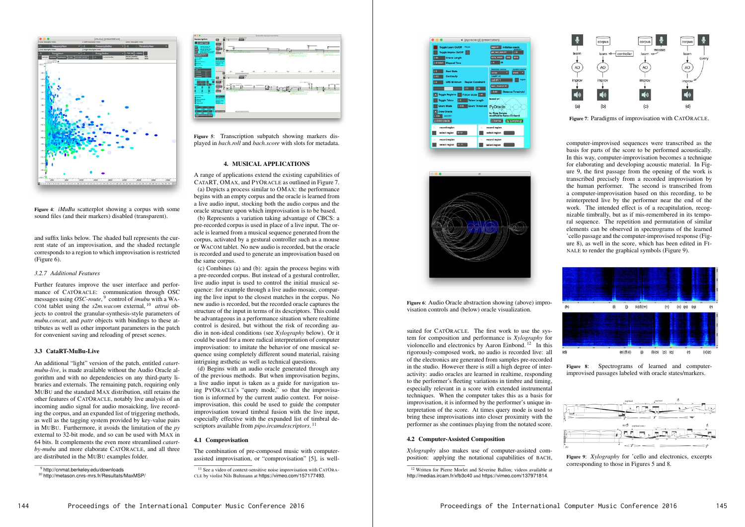Figure 4: *iMuBu* scatterplot showing a corpus with some sound files (and their markers) disabled (transparent).

and suffix links below. The shaded ball represents the current state of an improvisation, and the shaded rectangle corresponds to a region to which improvisation is restricted (Figure 6).

#### 3.2.7 Additional Features

Further features improve the user interface and performance of CATORACLE: communication through OSC messages using *OSC-route*,[9] control of *imubu* with a WACOM tablet using the *s2m.wacom* external,[10] *attrui* objects to control the granular-synthesis-style parameters of *mubu.concat*, and *pattr* objects with bindings to these attributes as well as other important parameters in the patch for convenient saving and reloading of preset scenes.

### 3.3 CataRT-MuBu-Live

An additional "light" version of the patch, entitled *catart-mubu-live*, is made available without the Audio Oracle algorithm and no dependencies on any third-party libraries and externals. The remaining patch, requiring only MUBU and the standard MAX distribution, still retains the other features of CATORACLE, notably live analysis of an incoming audio signal for audio mosaicking, live recording the corpus, and an expanded list of triggering methods, as well as the tagging system provided by key-value pairs in MUBU. Furthermore, it avoids the limitation of the *py* external to 32-bit mode, and so can be used with MAX in 64 bits. It complements the even more streamlined *catart-by-mubu* and more elaborate CATORACLE, and all three are distributed in the MUBU examples folder.

[9] http://cnmat.berkeley.edu/downloads
[10] http://metason.cnrs-mrs.fr/Resultats/MaxMSP/

Figure 5: Transcription subpatch showing markers displayed in *bach.roll* and *bach.score* with slots for metadata.

## 4. MUSICAL APPLICATIONS

A range of applications extend the existing capabilities of CATART, OMAX, and PYORACLE as outlined in Figure 7.

(a) Depicts a process similar to OMAX: the performance begins with an empty corpus and the oracle is learned from a live audio input, stocking both the audio corpus and the oracle structure upon which improvisation is to be based.

(b) Represents a variation taking advantage of CBCS: a pre-recorded corpus is used in place of a live input. The oracle is learned from a musical sequence generated from the corpus, activated by a gestural controller such as a mouse or WACOM tablet. No new audio is recorded, but the oracle is recorded and used to generate an improvisation based on the same corpus.

(c) Combines (a) and (b): again the process begins with a pre-recorded corpus. But instead of a gestural controller, live audio input is used to control the initial musical sequence: for example through a live audio mosaic, comparing the live input to the closest matches in the corpus. No new audio is recorded, but the recorded oracle captures the structure of the input in terms of its descriptors. This could be advantageous in a performance situation where realtime control is desired, but without the risk of recording audio in non-ideal conditions (see *Xylography* below). Or it could be used for a more radical interpretation of computer improvisation: to imitate the behavior of one musical sequence using completely different sound material, raising intriguing æsthetic as well as technical questions.

(d) Begins with an audio oracle generated through any of the previous methods. But when improvisation begins, a live audio input is taken as a guide for navigation using PYORACLE's "query mode," so that the improvisation is informed by the current audio context. For noise-improvisation, this could be used to guide the computer improvisation toward timbral fusion with the live input, especially effective with the expanded list of timbral descriptors available from *pipo.ircamdescriptors*.[11]

### 4.1 Comprovisation

The combination of pre-composed music with computer-assisted improvisation, or "comprovisation" [5], is well-

[11] See a video of context-sensitive noise improvisation with CATORACLE by violist Nils Bultmann at https://vimeo.com/157177493.

Figure 6: Audio Oracle abstraction showing (above) improvisation controls and (below) oracle visualization.

suited for CATORACLE. The first work to use the system for composition and performance is *Xylography* for violoncello and electronics by Aaron Einbond.[12] In this rigorously-composed work, no audio is recorded live: all of the electronics are generated from samples pre-recorded in the studio. However there is still a high degree of interactivity: audio oracles are learned in realtime, responding to the performer's fleeting variations in timbre and timing, especially relevant in a score with extended instrumental techniques. When the computer takes this as a basis for improvisation, it is informed by the performer's unique interpretation of the score. At times query mode is used to bring these improvisations into closer proximity with the performer as she continues playing from the notated score.

### 4.2 Computer-Assisted Composition

*Xylography* also makes use of computer-assisted composition: applying the notational capabilities of BACH, computer-improvised sequences were transcribed as the basis for parts of the score to be performed acoustically. In this way, computer-improvisation becomes a technique for elaborating and developing acoustic material. In Figure 9, the first passage from the opening of the work is transcribed precisely from a recorded improvisation by the human performer. The second is transcribed from a computer-improvisation based on this recording, to be reinterpreted live by the performer near the end of the work. The intended effect is of a recapitulation, recognizable timbrally, but as if mis-remembered in its temporal sequence. The repetition and permutation of similar elements can be observed in spectrograms of the learned 'cello passage and the computer-improvised response (Figure 8), as well in the score, which has been edited in FINALE to render the graphical symbols (Figure 9).

[12] Written for Pierre Morlet and Séverine Ballon; videos available at http://medias.ircam.fr/xfb3c40 and https://vimeo.com/137971814.

Figure 7: Paradigms of improvisation with CATORACLE.

Figure 8: Spectrograms of learned and computer-improvised passages labeled with oracle states/markers.

Figure 9: *Xylography* for 'cello and electronics, excerpts corresponding to those in Figures 5 and 8.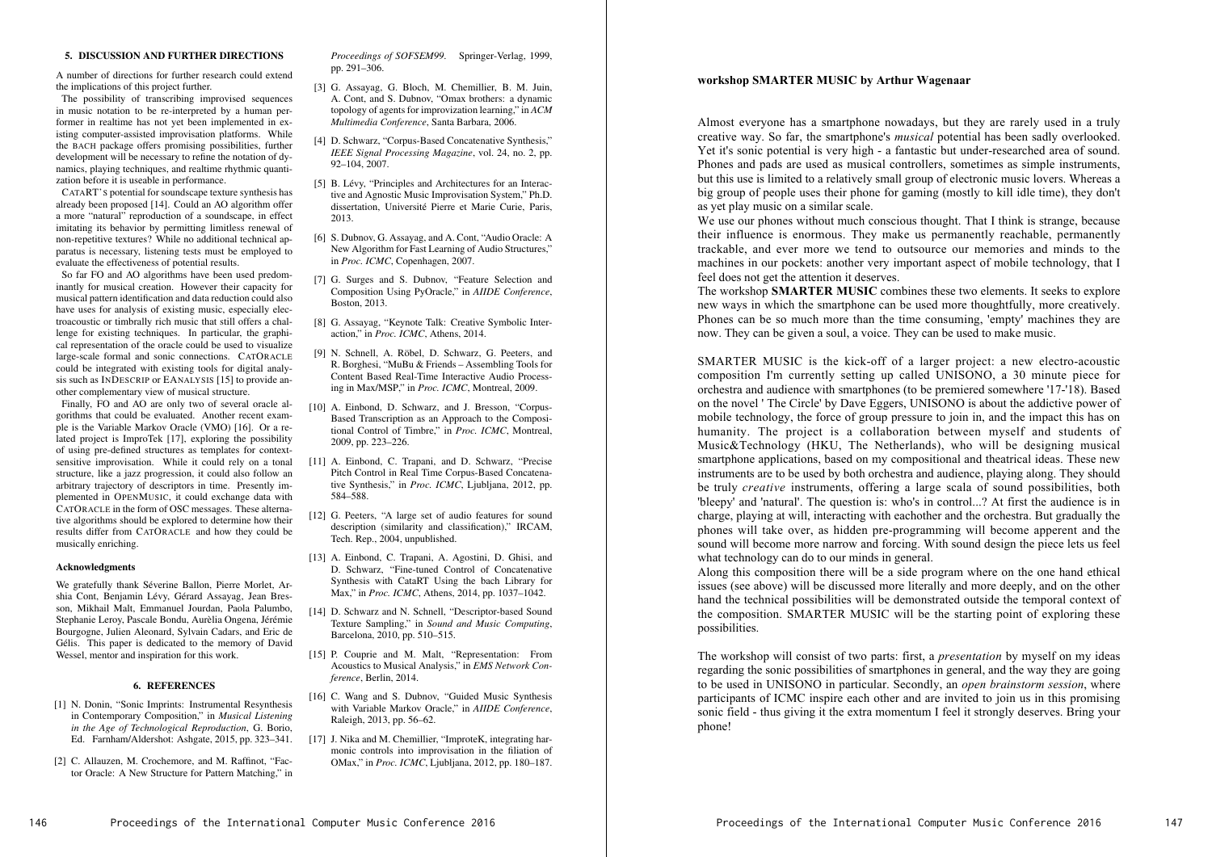## 5. DISCUSSION AND FURTHER DIRECTIONS

A number of directions for further research could extend the implications of this project further.

The possibility of transcribing improvised sequences in music notation to be re-interpreted by a human performer in realtime has not yet been implemented in existing computer-assisted improvisation platforms. While the BACH package offers promising possibilities, further development will be necessary to refine the notation of dynamics, playing techniques, and realtime rhythmic quantization before it is useable in performance.

CATART'S potential for soundscape texture synthesis has already been proposed [14]. Could an AO algorithm offer a more "natural" reproduction of a soundscape, in effect imitating its behavior by permitting limitless renewal of non-repetitive textures? While no additional technical apparatus is necessary, listening tests must be employed to evaluate the effectiveness of potential results.

So far FO and AO algorithms have been used predominantly for musical creation. However their capacity for musical pattern identification and data reduction could also have uses for analysis of existing music, especially electroacoustic or timbrally rich music that still offers a challenge for existing techniques. In particular, the graphical representation of the oracle could be used to visualize large-scale formal and sonic connections. CATORACLE could be integrated with existing tools for digital analysis such as INDESCRIP or EANALYSIS [15] to provide another complementary view of musical structure.

Finally, FO and AO are only two of several oracle algorithms that could be evaluated. Another recent example is the Variable Markov Oracle (VMO) [16]. Or a related project is ImproTek [17], exploring the possibility of using pre-defined structures as templates for context-sensitive improvisation. While it could rely on a tonal structure, like a jazz progression, it could also follow an arbitrary trajectory of descriptors in time. Presently implemented in OPENMUSIC, it could exchange data with CATORACLE in the form of OSC messages. These alternative algorithms should be explored to determine how their results differ from CATORACLE and how they could be musically enriching.

### Acknowledgments

We gratefully thank Séverine Ballon, Pierre Morlet, Arshia Cont, Benjamin Lévy, Gérard Assayag, Jean Bresson, Mikhail Malt, Emmanuel Jourdan, Paola Palumbo, Stephanie Leroy, Pascale Bondu, Aurèlia Ongena, Jérémie Bourgogne, Julien Aleonard, Sylvain Cadars, and Eric de Gélis. This paper is dedicated to the memory of David Wessel, mentor and inspiration for this work.

## 6. REFERENCES

[1] N. Donin, "Sonic Imprints: Instrumental Resynthesis in Contemporary Composition," in *Musical Listening in the Age of Technological Reproduction*, G. Borio, Ed. Farnham/Aldershot: Ashgate, 2015, pp. 323–341.

[2] C. Allauzen, M. Crochemore, and M. Raffinot, "Factor Oracle: A New Structure for Pattern Matching," in *Proceedings of SOFSEM99*. Springer-Verlag, 1999, pp. 291–306.

[3] G. Assayag, G. Bloch, M. Chemillier, B. M. Juin, A. Cont, and S. Dubnov, "Omax brothers: a dynamic topology of agents for improvization learning," in *ACM Multimedia Conference*, Santa Barbara, 2006.

[4] D. Schwarz, "Corpus-Based Concatenative Synthesis," *IEEE Signal Processing Magazine*, vol. 24, no. 2, pp. 92–104, 2007.

[5] B. Lévy, "Principles and Architectures for an Interactive and Agnostic Music Improvisation System," Ph.D. dissertation, Université Pierre et Marie Curie, Paris, 2013.

[6] S. Dubnov, G. Assayag, and A. Cont, "Audio Oracle: A New Algorithm for Fast Learning of Audio Structures," in *Proc. ICMC*, Copenhagen, 2007.

[7] G. Surges and S. Dubnov, "Feature Selection and Composition Using PyOracle," in *AIIDE Conference*, Boston, 2013.

[8] G. Assayag, "Keynote Talk: Creative Symbolic Interaction," in *Proc. ICMC*, Athens, 2014.

[9] N. Schnell, A. Röbel, D. Schwarz, G. Peeters, and R. Borghesi, "MuBu & Friends – Assembling Tools for Content Based Real-Time Interactive Audio Processing in Max/MSP," in *Proc. ICMC*, Montreal, 2009.

[10] A. Einbond, D. Schwarz, and J. Bresson, "Corpus-Based Transcription as an Approach to the Compositional Control of Timbre," in *Proc. ICMC*, Montreal, 2009, pp. 223–226.

[11] A. Einbond, C. Trapani, and D. Schwarz, "Precise Pitch Control in Real Time Corpus-Based Concatenative Synthesis," in *Proc. ICMC*, Ljubljana, 2012, pp. 584–588.

[12] G. Peeters, "A large set of audio features for sound description (similarity and classification)," IRCAM, Tech. Rep., 2004, unpublished.

[13] A. Einbond, C. Trapani, A. Agostini, D. Ghisi, and D. Schwarz, "Fine-tuned Control of Concatenative Synthesis with CataRT Using the bach Library for Max," in *Proc. ICMC*, Athens, 2014, pp. 1037–1042.

[14] D. Schwarz and N. Schnell, "Descriptor-based Sound Texture Sampling," in *Sound and Music Computing*, Barcelona, 2010, pp. 510–515.

[15] P. Couprie and M. Malt, "Representation: From Acoustics to Musical Analysis," in *EMS Network Conference*, Berlin, 2014.

[16] C. Wang and S. Dubnov, "Guided Music Synthesis with Variable Markov Oracle," in *AIIDE Conference*, Raleigh, 2013, pp. 56–62.

[17] J. Nika and M. Chemillier, "ImproteK, integrating harmonic controls into improvisation in the filiation of OMax," in *Proc. ICMC*, Ljubljana, 2012, pp. 180–187.

### workshop SMARTER MUSIC by Arthur Wagenaar

Almost everyone has a smartphone nowadays, but they are rarely used in a truly creative way. So far, the smartphone's *musical* potential has been sadly overlooked. Yet it's sonic potential is very high - a fantastic but under-researched area of sound. Phones and pads are used as musical controllers, sometimes as simple instruments, but this use is limited to a relatively small group of electronic music lovers. Whereas a big group of people uses their phone for gaming (mostly to kill idle time), they don't as yet play music on a similar scale.

We use our phones without much conscious thought. That I think is strange, because their influence is enormous. They make us permanently reachable, permanently trackable, and ever more we tend to outsource our memories and minds to the machines in our pockets: another very important aspect of mobile technology, that I feel does not get the attention it deserves.

The workshop **SMARTER MUSIC** combines these two elements. It seeks to explore new ways in which the smartphone can be used more thoughtfully, more creatively. Phones can be so much more than the time consuming, 'empty' machines they are now. They can be given a soul, a voice. They can be used to make music.

SMARTER MUSIC is the kick-off of a larger project: a new electro-acoustic composition I'm currently setting up called UNISONO, a 30 minute piece for orchestra and audience with smartphones (to be premiered somewhere '17-'18). Based on the novel ' The Circle' by Dave Eggers, UNISONO is about the addictive power of mobile technology, the force of group pressure to join in, and the impact this has on humanity. The project is a collaboration between myself and students of Music&Technology (HKU, The Netherlands), who will be designing musical smartphone applications, based on my compositional and theatrical ideas. These new instruments are to be used by both orchestra and audience, playing along. They should be truly *creative* instruments, offering a large scala of sound possibilities, both 'bleepy' and 'natural'. The question is: who's in control...? At first the audience is in charge, playing at will, interacting with eachother and the orchestra. But gradually the phones will take over, as hidden pre-programming will become apperent and the sound will become more narrow and forcing. With sound design the piece lets us feel what technology can do to our minds in general.

Along this composition there will be a side program where on the one hand ethical issues (see above) will be discussed more literally and more deeply, and on the other hand the technical possibilities will be demonstrated outside the temporal context of the composition. SMARTER MUSIC will be the starting point of exploring these possibilities.

The workshop will consist of two parts: first, a *presentation* by myself on my ideas regarding the sonic possibilities of smartphones in general, and the way they are going to be used in UNISONO in particular. Secondly, an *open brainstorm session*, where participants of ICMC inspire each other and are invited to join us in this promising sonic field - thus giving it the extra momentum I feel it strongly deserves. Bring your phone!